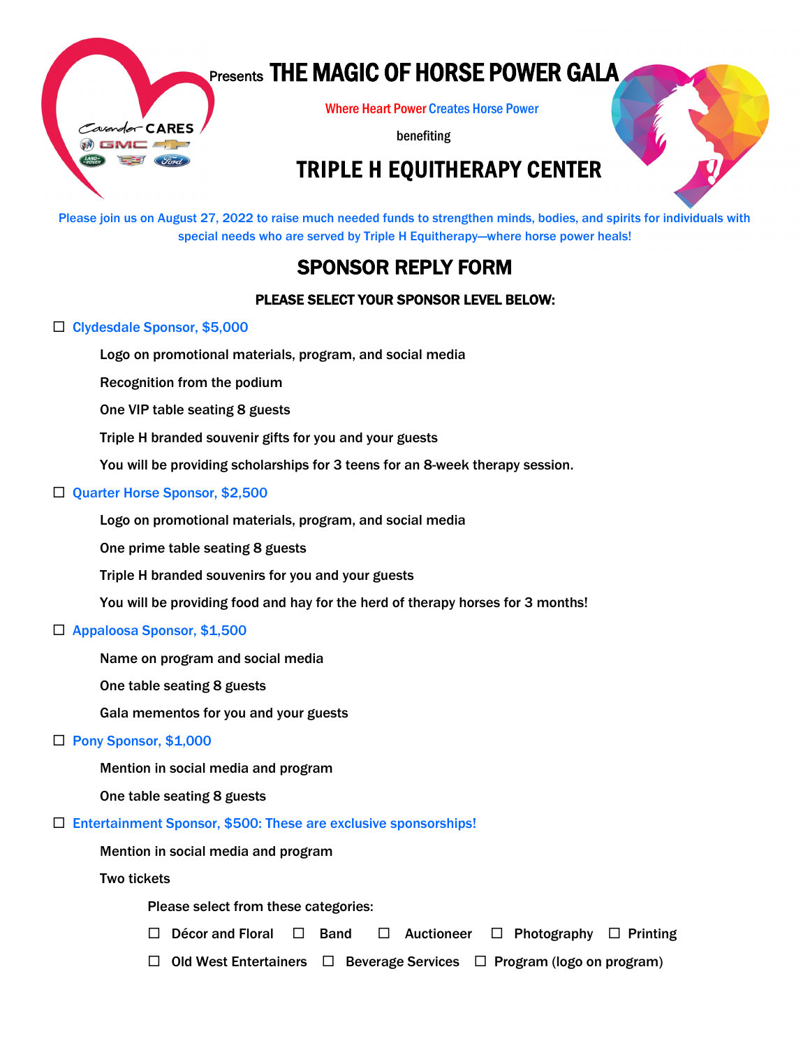Cavender CARES Presents **THE MAGIC OF HORSE POWER GALA**

Where Heart Power Creates Horse Power

benefiting

# TRIPLE H EQUITHERAPY CENTER

Please join us on August 27, 2022 to raise much needed funds to strengthen minds, bodies, and spirits for individuals with special needs who are served by Triple H Equitherapy—where horse power heals!

## SPONSOR REPLY FORM

**PLEASE SELECT YOUR SPONSOR LEVEL BELOW:**

☐ Clydesdale Sponsor, $5,000

- Logo on promotional materials, program, and social media
- Recognition from the podium
- One VIP table seating 8 guests
- Triple H branded souvenir gifts for you and your guests
- You will be providing scholarships for 3 teens for an 8-week therapy session.

☐ Quarter Horse Sponsor, $2,500

- Logo on promotional materials, program, and social media
- One prime table seating 8 guests
- Triple H branded souvenirs for you and your guests
- You will be providing food and hay for the herd of therapy horses for 3 months!

☐ Appaloosa Sponsor, $1,500

- Name on program and social media
- One table seating 8 guests
- Gala mementos for you and your guests

☐ Pony Sponsor, $1,000

- Mention in social media and program
- One table seating 8 guests

☐ Entertainment Sponsor, $500: These are exclusive sponsorships!

- Mention in social media and program
- Two tickets

Please select from these categories:

☐ Décor and Floral ☐ Band ☐ Auctioneer ☐ Photography ☐ Printing

☐ Old West Entertainers ☐ Beverage Services ☐ Program (logo on program)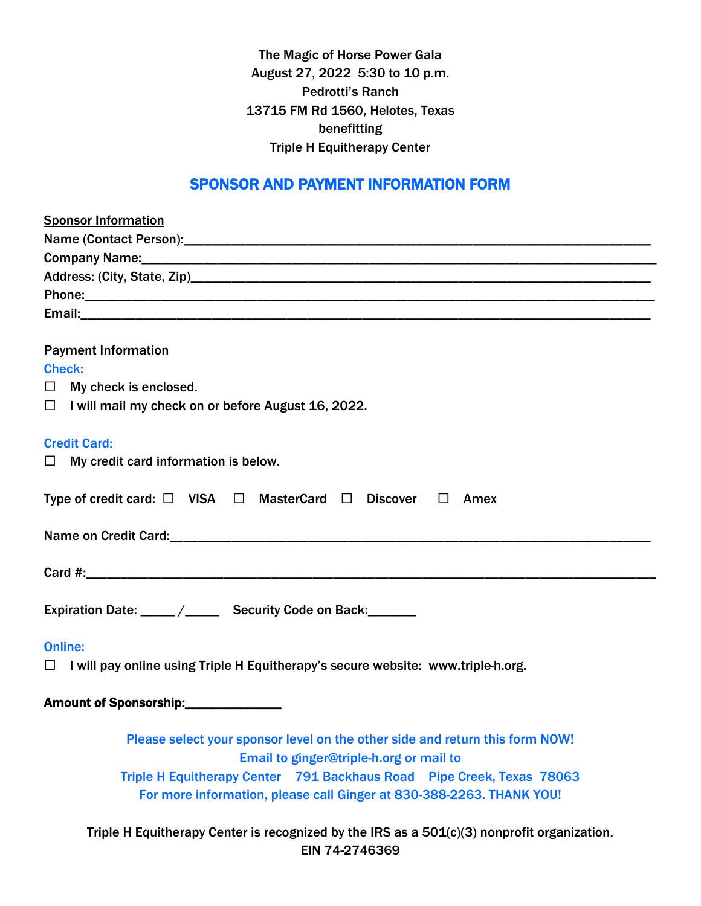The Magic of Horse Power Gala
August 27, 2022 5:30 to 10 p.m.
Pedrotti's Ranch
13715 FM Rd 1560, Helotes, Texas
benefitting
Triple H Equitherapy Center

## SPONSOR AND PAYMENT INFORMATION FORM

Sponsor Information

Name (Contact Person):______________________________________________________________

Company Name:______________________________________________________________

Address: (City, State, Zip)______________________________________________________________

Phone:______________________________________________________________

Email:______________________________________________________________

Payment Information

Check:

☐ My check is enclosed.

☐ I will mail my check on or before August 16, 2022.

Credit Card:

☐ My credit card information is below.

Type of credit card: ☐ VISA ☐ MasterCard ☐ Discover ☐ Amex

Name on Credit Card:______________________________________________________________

Card #:______________________________________________________________

Expiration Date: _____ /_____ Security Code on Back:_______

Online:

☐ I will pay online using Triple H Equitherapy's secure website: www.triple-h.org.

**Amount of Sponsorship:______________**

Please select your sponsor level on the other side and return this form NOW!
Email to ginger@triple-h.org or mail to
Triple H Equitherapy Center 791 Backhaus Road Pipe Creek, Texas 78063
For more information, please call Ginger at 830-388-2263. THANK YOU!

Triple H Equitherapy Center is recognized by the IRS as a 501(c)(3) nonprofit organization.
EIN 74-2746369